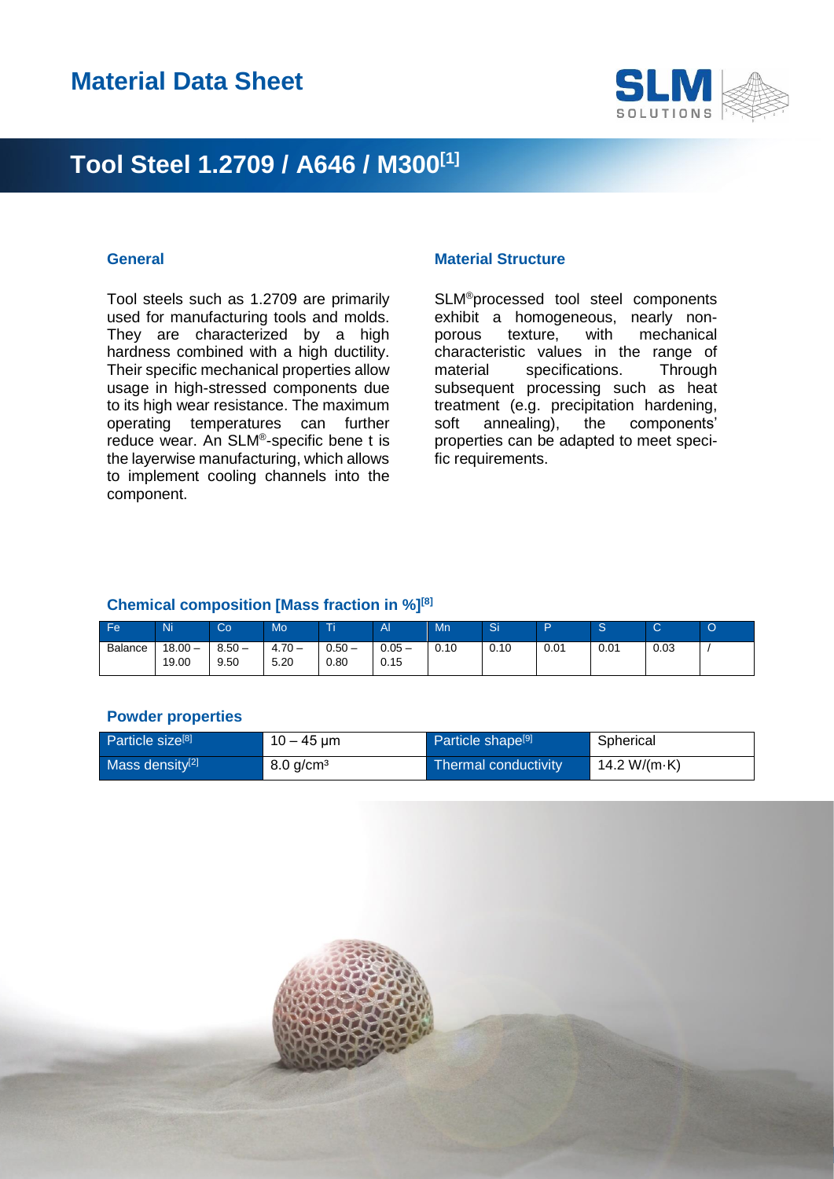# Material Data Sheet

## Tool Steel 1.2709 / A646 / M300[1]

### General

Tool steels such as 1.2709 are primarily used for manufacturing tools and molds. They are characterized by a high hardness combined with a high ductility. Their specific mechanical properties allow usage in high-stressed components due to its high wear resistance. The maximum operating temperatures can further reduce wear. An SLM®-specific bene t is the layerwise manufacturing, which allows to implement cooling channels into the component.

### Material Structure

SLM®processed tool steel components exhibit a homogeneous, nearly non-porous texture, with mechanical characteristic values in the range of material specifications. Through subsequent processing such as heat treatment (e.g. precipitation hardening, soft annealing), the components' properties can be adapted to meet specific requirements.

### Chemical composition [Mass fraction in %][8]

| Fe | Ni | Co | Mo | Ti | Al | Mn | Si | P | S | C | O |
|---|---|---|---|---|---|---|---|---|---|---|---|
| Balance | 18.00 – 19.00 | 8.50 – 9.50 | 4.70 – 5.20 | 0.50 – 0.80 | 0.05 – 0.15 | 0.10 | 0.10 | 0.01 | 0.01 | 0.03 | / |

### Powder properties

| Particle size[8] | 10 – 45 µm | Particle shape[9] | Spherical |
|---|---|---|---|
| Mass density[2] | 8.0 g/cm³ | Thermal conductivity | 14.2 W/(m·K) |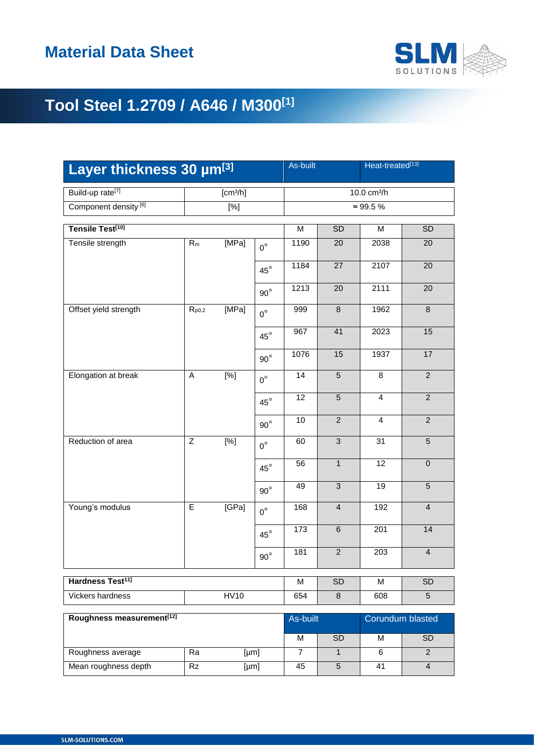# Material Data Sheet

## Tool Steel 1.2709 / A646 / M300[1]

| Layer thickness 30 µm[3] | | | | As-built | | Heat-treated[13] | |
|---|---|---|---|---|---|---|---|
| Build-up rate[7] | [cm³/h] | | | 10.0 cm³/h | | | |
| Component density [6] | [%] | | | ≈ 99.5 % | | | |

| Tensile Test[10] | | | | M | SD | M | SD |
|---|---|---|---|---|---|---|---|
| Tensile strength | $R_m$ | [MPa] | 0° | 1190 | 20 | 2038 | 20 |
| | | | 45° | 1184 | 27 | 2107 | 20 |
| | | | 90° | 1213 | 20 | 2111 | 20 |
| Offset yield strength | $R_{p0,2}$ | [MPa] | 0° | 999 | 8 | 1962 | 8 |
| | | | 45° | 967 | 41 | 2023 | 15 |
| | | | 90° | 1076 | 15 | 1937 | 17 |
| Elongation at break | A | [%] | 0° | 14 | 5 | 8 | 2 |
| | | | 45° | 12 | 5 | 4 | 2 |
| | | | 90° | 10 | 2 | 4 | 2 |
| Reduction of area | Z | [%] | 0° | 60 | 3 | 31 | 5 |
| | | | 45° | 56 | 1 | 12 | 0 |
| | | | 90° | 49 | 3 | 19 | 5 |
| Young's modulus | E | [GPa] | 0° | 168 | 4 | 192 | 4 |
| | | | 45° | 173 | 6 | 201 | 14 |
| | | | 90° | 181 | 2 | 203 | 4 |

| Hardness Test[11] | | M | SD | M | SD |
|---|---|---|---|---|---|
| Vickers hardness | HV10 | 654 | 8 | 608 | 5 |

| Roughness measurement[12] | | | As-built | | Corundum blasted | |
|---|---|---|---|---|---|---|
| | | | M | SD | M | SD |
| Roughness average | Ra | [µm] | 7 | 1 | 6 | 2 |
| Mean roughness depth | Rz | [µm] | 45 | 5 | 41 | 4 |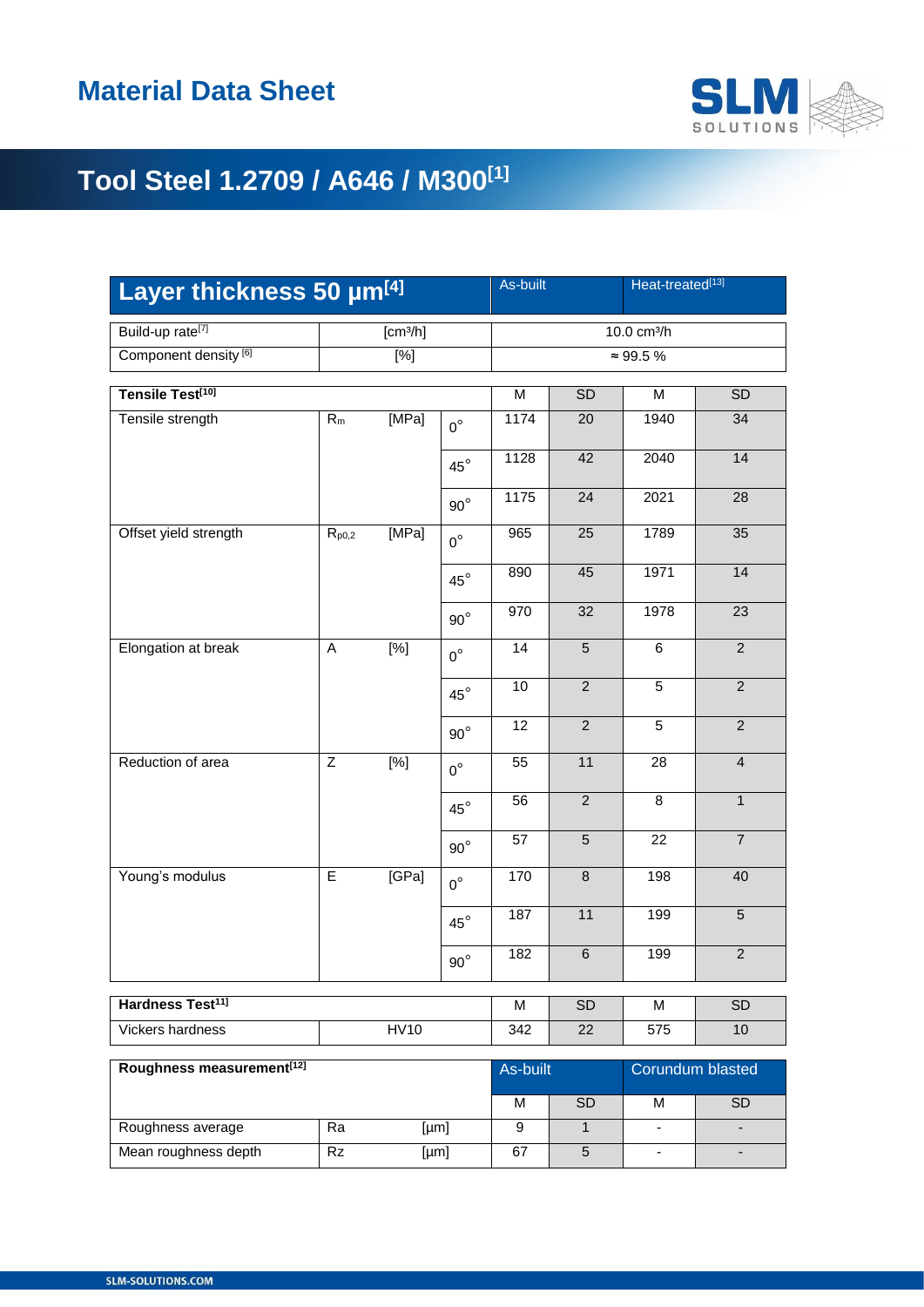# Material Data Sheet

## Tool Steel 1.2709 / A646 / M300[1]

| Layer thickness 50 µm[4] | | | | As-built | | Heat-treated[13] | |
|---|---|---|---|---|---|---|---|
| Build-up rate[7] | | [cm³/h] | | 10.0 cm³/h | | | |
| Component density [6] | | [%] | | ≈ 99.5 % | | | |

| Tensile Test[10] | | | | M | SD | M | SD |
|---|---|---|---|---|---|---|---|
| Tensile strength | $R_m$ | [MPa] | 0° | 1174 | 20 | 1940 | 34 |
| | | | 45° | 1128 | 42 | 2040 | 14 |
| | | | 90° | 1175 | 24 | 2021 | 28 |
| Offset yield strength | $R_{p0,2}$ | [MPa] | 0° | 965 | 25 | 1789 | 35 |
| | | | 45° | 890 | 45 | 1971 | 14 |
| | | | 90° | 970 | 32 | 1978 | 23 |
| Elongation at break | A | [%] | 0° | 14 | 5 | 6 | 2 |
| | | | 45° | 10 | 2 | 5 | 2 |
| | | | 90° | 12 | 2 | 5 | 2 |
| Reduction of area | Z | [%] | 0° | 55 | 11 | 28 | 4 |
| | | | 45° | 56 | 2 | 8 | 1 |
| | | | 90° | 57 | 5 | 22 | 7 |
| Young's modulus | E | [GPa] | 0° | 170 | 8 | 198 | 40 |
| | | | 45° | 187 | 11 | 199 | 5 |
| | | | 90° | 182 | 6 | 199 | 2 |

| Hardness Test[11] | | M | SD | M | SD |
|---|---|---|---|---|---|
| Vickers hardness | HV10 | 342 | 22 | 575 | 10 |

| Roughness measurement[12] | | | As-built | | Corundum blasted | |
|---|---|---|---|---|---|---|
| | | | M | SD | M | SD |
| Roughness average | Ra | [µm] | 9 | 1 | - | - |
| Mean roughness depth | Rz | [µm] | 67 | 5 | - | - |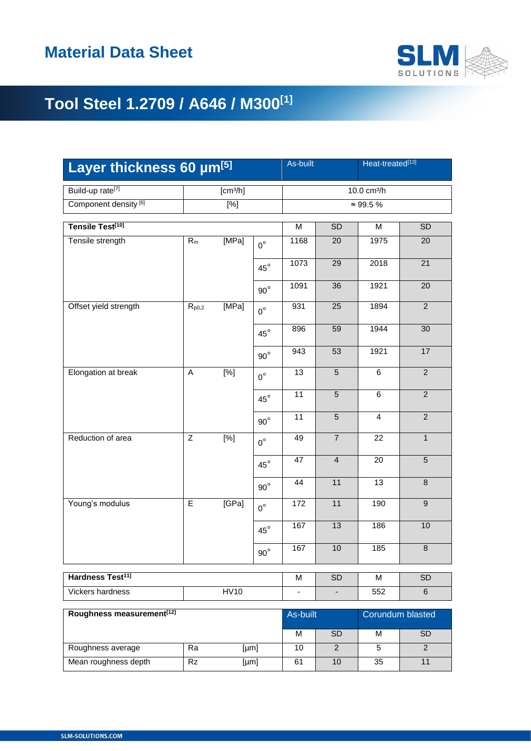# Material Data Sheet

## Tool Steel 1.2709 / A646 / M300[1]

| Layer thickness 60 µm[5] | | | | As-built | | Heat-treated[13] | |
|---|---|---|---|---|---|---|---|
| Build-up rate[7] | [cm³/h] | | | 10.0 cm³/h | | | |
| Component density [6] | [%] | | | ≈ 99.5 % | | | |

| Tensile Test[10] | | | | M | SD | M | SD |
|---|---|---|---|---|---|---|---|
| Tensile strength | $R_m$ | [MPa] | 0° | 1168 | 20 | 1975 | 20 |
| | | | 45° | 1073 | 29 | 2018 | 21 |
| | | | 90° | 1091 | 36 | 1921 | 20 |
| Offset yield strength | $R_{p0,2}$ | [MPa] | 0° | 931 | 25 | 1894 | 2 |
| | | | 45° | 896 | 59 | 1944 | 30 |
| | | | 90° | 943 | 53 | 1921 | 17 |
| Elongation at break | A | [%] | 0° | 13 | 5 | 6 | 2 |
| | | | 45° | 11 | 5 | 6 | 2 |
| | | | 90° | 11 | 5 | 4 | 2 |
| Reduction of area | Z | [%] | 0° | 49 | 7 | 22 | 1 |
| | | | 45° | 47 | 4 | 20 | 5 |
| | | | 90° | 44 | 11 | 13 | 8 |
| Young's modulus | E | [GPa] | 0° | 172 | 11 | 190 | 9 |
| | | | 45° | 167 | 13 | 186 | 10 |
| | | | 90° | 167 | 10 | 185 | 8 |

| Hardness Test[11] | | M | SD | M | SD |
|---|---|---|---|---|---|
| Vickers hardness | HV10 | - | - | 552 | 6 |

| Roughness measurement[12] | | | As-built | | Corundum blasted | |
|---|---|---|---|---|---|---|
| | | | M | SD | M | SD |
| Roughness average | Ra | [µm] | 10 | 2 | 5 | 2 |
| Mean roughness depth | Rz | [µm] | 61 | 10 | 35 | 11 |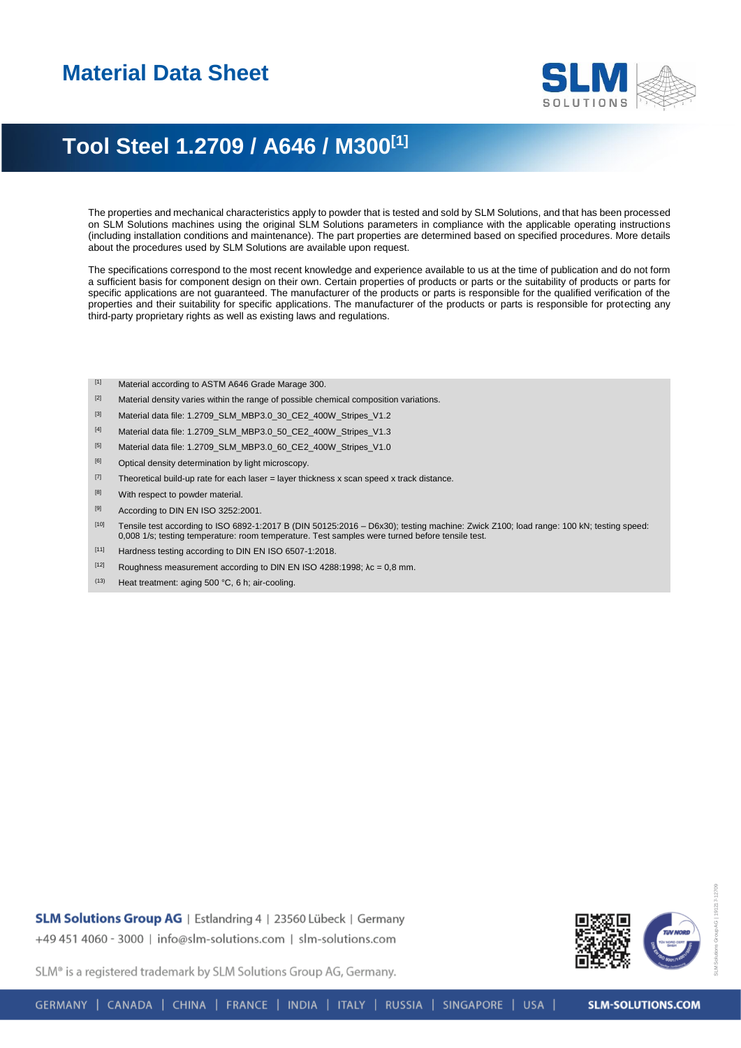# Material Data Sheet

## Tool Steel 1.2709 / A646 / M300[1]

The properties and mechanical characteristics apply to powder that is tested and sold by SLM Solutions, and that has been processed on SLM Solutions machines using the original SLM Solutions parameters in compliance with the applicable operating instructions (including installation conditions and maintenance). The part properties are determined based on specified procedures. More details about the procedures used by SLM Solutions are available upon request.

The specifications correspond to the most recent knowledge and experience available to us at the time of publication and do not form a sufficient basis for component design on their own. Certain properties of products or parts or the suitability of products or parts for specific applications are not guaranteed. The manufacturer of the products or parts is responsible for the qualified verification of the properties and their suitability for specific applications. The manufacturer of the products or parts is responsible for protecting any third-party proprietary rights as well as existing laws and regulations.

[1] Material according to ASTM A646 Grade Marage 300.

[2] Material density varies within the range of possible chemical composition variations.

[3] Material data file: 1.2709_SLM_MBP3.0_30_CE2_400W_Stripes_V1.2

[4] Material data file: 1.2709_SLM_MBP3.0_50_CE2_400W_Stripes_V1.3

[5] Material data file: 1.2709_SLM_MBP3.0_60_CE2_400W_Stripes_V1.0

[6] Optical density determination by light microscopy.

[7] Theoretical build-up rate for each laser = layer thickness x scan speed x track distance.

[8] With respect to powder material.

[9] According to DIN EN ISO 3252:2001.

[10] Tensile test according to ISO 6892-1:2017 B (DIN 50125:2016 – D6x30); testing machine: Zwick Z100; load range: 100 kN; testing speed: 0,008 1/s; testing temperature: room temperature. Test samples were turned before tensile test.

[11] Hardness testing according to DIN EN ISO 6507-1:2018.

[12] Roughness measurement according to DIN EN ISO 4288:1998; λc = 0,8 mm.

[13] Heat treatment: aging 500 °C, 6 h; air-cooling.

**SLM Solutions Group AG** | Estlandring 4 | 23560 Lübeck | Germany
+49 451 4060 - 3000 | info@slm-solutions.com | slm-solutions.com

SLM® is a registered trademark by SLM Solutions Group AG, Germany.

GERMANY | CANADA | CHINA | FRANCE | INDIA | ITALY | RUSSIA | SINGAPORE | USA | **SLM-SOLUTIONS.COM**